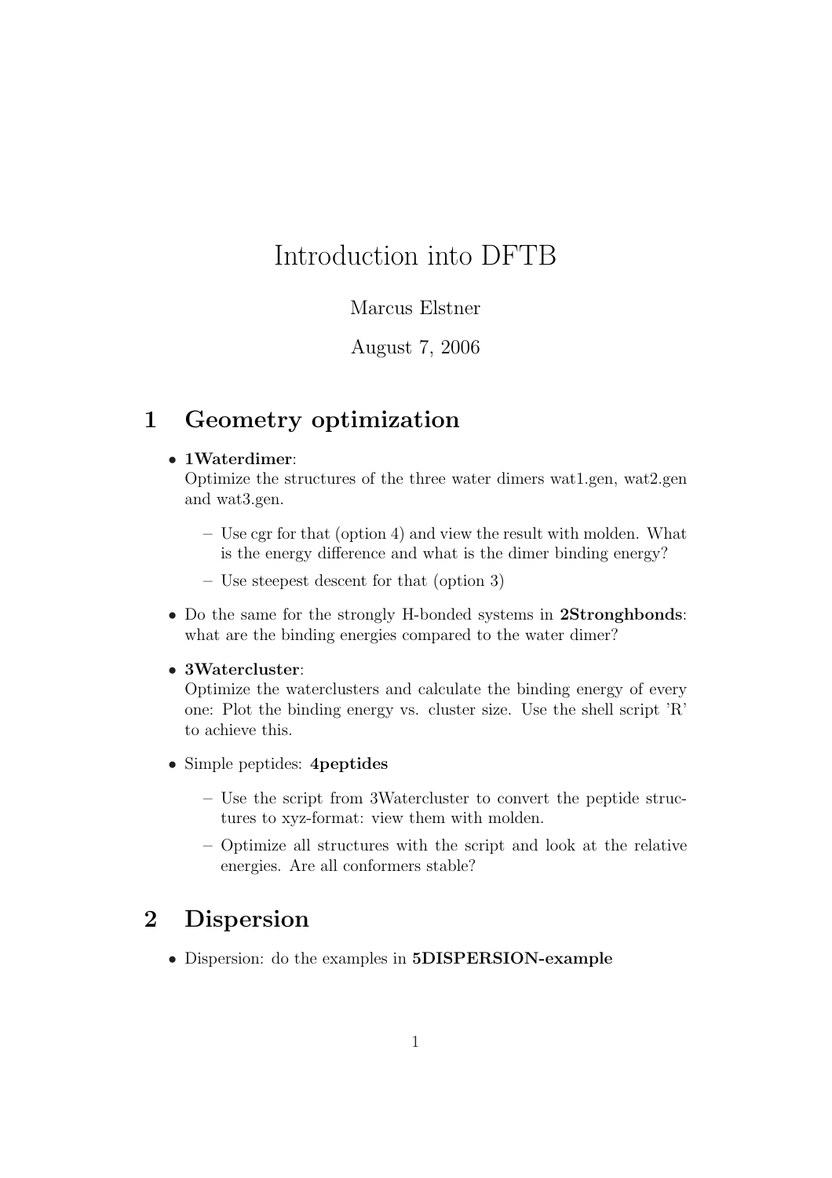# Introduction into DFTB

Marcus Elstner

August 7, 2006

## 1 Geometry optimization

- **1Waterdimer**:
  Optimize the structures of the three water dimers wat1.gen, wat2.gen and wat3.gen.
  - Use cgr for that (option 4) and view the result with molden. What is the energy difference and what is the dimer binding energy?
  - Use steepest descent for that (option 3)
- Do the same for the strongly H-bonded systems in **2Stronghbonds**: what are the binding energies compared to the water dimer?
- **3Watercluster**:
  Optimize the waterclusters and calculate the binding energy of every one: Plot the binding energy vs. cluster size. Use the shell script 'R' to achieve this.
- Simple peptides: **4peptides**
  - Use the script from 3Watercluster to convert the peptide structures to xyz-format: view them with molden.
  - Optimize all structures with the script and look at the relative energies. Are all conformers stable?

## 2 Dispersion

- Dispersion: do the examples in **5DISPERSION-example**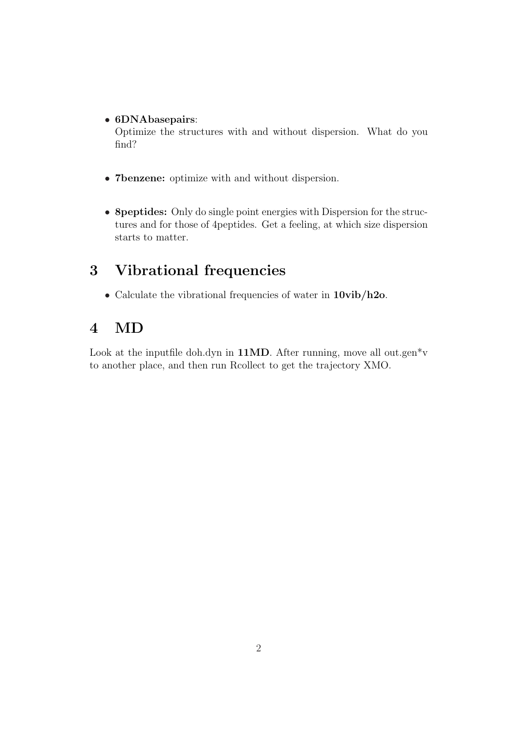- **6DNAbasepairs**:
  Optimize the structures with and without dispersion. What do you find?

- **7benzene:** optimize with and without dispersion.

- **8peptides:** Only do single point energies with Dispersion for the structures and for those of 4peptides. Get a feeling, at which size dispersion starts to matter.

# 3 Vibrational frequencies

- Calculate the vibrational frequencies of water in **10vib/h2o**.

# 4 MD

Look at the inputfile doh.dyn in **11MD**. After running, move all out.gen*v to another place, and then run Rcollect to get the trajectory XMO.